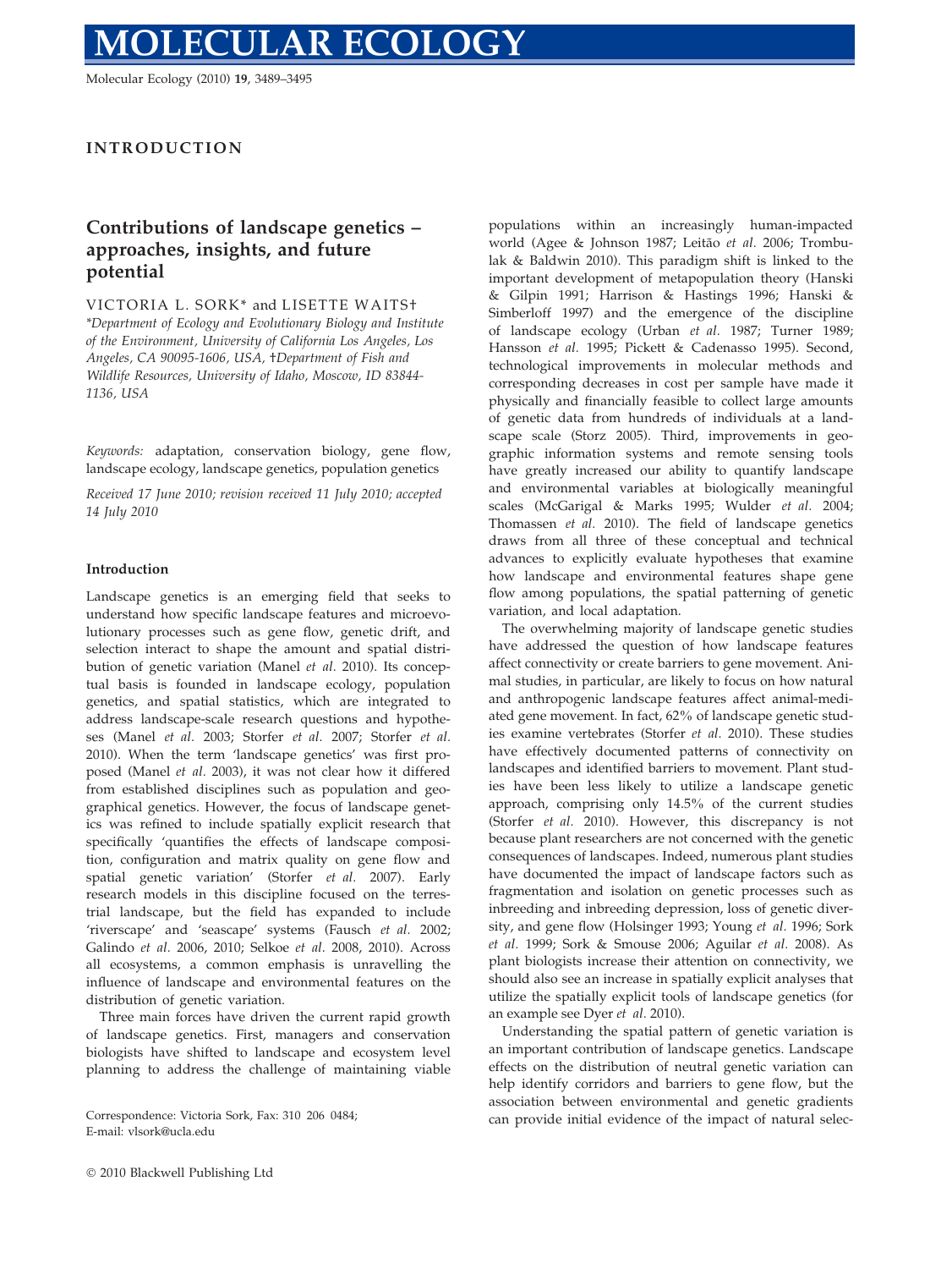INTRODUCTION

# Contributions of landscape genetics – approaches, insights, and future potential

VICTORIA L. SORK* and LISETTE WAITS†

*Department of Ecology and Evolutionary Biology and Institute of the Environment, University of California Los Angeles, Los Angeles, CA 90095-1606, USA, †Department of Fish and Wildlife Resources, University of Idaho, Moscow, ID 83844-1136, USA

*Keywords:* adaptation, conservation biology, gene flow, landscape ecology, landscape genetics, population genetics

*Received 17 June 2010; revision received 11 July 2010; accepted 14 July 2010*

## Introduction

Landscape genetics is an emerging field that seeks to understand how specific landscape features and microevolutionary processes such as gene flow, genetic drift, and selection interact to shape the amount and spatial distribution of genetic variation (Manel *et al.* 2010). Its conceptual basis is founded in landscape ecology, population genetics, and spatial statistics, which are integrated to address landscape-scale research questions and hypotheses (Manel *et al.* 2003; Storfer *et al.* 2007; Storfer *et al.* 2010). When the term 'landscape genetics' was first proposed (Manel *et al.* 2003), it was not clear how it differed from established disciplines such as population and geographical genetics. However, the focus of landscape genetics was refined to include spatially explicit research that specifically 'quantifies the effects of landscape composition, configuration and matrix quality on gene flow and spatial genetic variation' (Storfer *et al.* 2007). Early research models in this discipline focused on the terrestrial landscape, but the field has expanded to include 'riverscape' and 'seascape' systems (Fausch *et al.* 2002; Galindo *et al.* 2006, 2010; Selkoe *et al.* 2008, 2010). Across all ecosystems, a common emphasis is unravelling the influence of landscape and environmental features on the distribution of genetic variation.

Three main forces have driven the current rapid growth of landscape genetics. First, managers and conservation biologists have shifted to landscape and ecosystem level planning to address the challenge of maintaining viable populations within an increasingly human-impacted world (Agee & Johnson 1987; Leitão *et al.* 2006; Trombulak & Baldwin 2010). This paradigm shift is linked to the important development of metapopulation theory (Hanski & Gilpin 1991; Harrison & Hastings 1996; Hanski & Simberloff 1997) and the emergence of the discipline of landscape ecology (Urban *et al.* 1987; Turner 1989; Hansson *et al.* 1995; Pickett & Cadenasso 1995). Second, technological improvements in molecular methods and corresponding decreases in cost per sample have made it physically and financially feasible to collect large amounts of genetic data from hundreds of individuals at a landscape scale (Storz 2005). Third, improvements in geographic information systems and remote sensing tools have greatly increased our ability to quantify landscape and environmental variables at biologically meaningful scales (McGarigal & Marks 1995; Wulder *et al.* 2004; Thomassen *et al.* 2010). The field of landscape genetics draws from all three of these conceptual and technical advances to explicitly evaluate hypotheses that examine how landscape and environmental features shape gene flow among populations, the spatial patterning of genetic variation, and local adaptation.

The overwhelming majority of landscape genetic studies have addressed the question of how landscape features affect connectivity or create barriers to gene movement. Animal studies, in particular, are likely to focus on how natural and anthropogenic landscape features affect animal-mediated gene movement. In fact, 62% of landscape genetic studies examine vertebrates (Storfer *et al.* 2010). These studies have effectively documented patterns of connectivity on landscapes and identified barriers to movement. Plant studies have been less likely to utilize a landscape genetic approach, comprising only 14.5% of the current studies (Storfer *et al.* 2010). However, this discrepancy is not because plant researchers are not concerned with the genetic consequences of landscapes. Indeed, numerous plant studies have documented the impact of landscape factors such as fragmentation and isolation on genetic processes such as inbreeding and inbreeding depression, loss of genetic diversity, and gene flow (Holsinger 1993; Young *et al.* 1996; Sork *et al.* 1999; Sork & Smouse 2006; Aguilar *et al.* 2008). As plant biologists increase their attention on connectivity, we should also see an increase in spatially explicit analyses that utilize the spatially explicit tools of landscape genetics (for an example see Dyer *et al.* 2010).

Understanding the spatial pattern of genetic variation is an important contribution of landscape genetics. Landscape effects on the distribution of neutral genetic variation can help identify corridors and barriers to gene flow, but the association between environmental and genetic gradients can provide initial evidence of the impact of natural selec-

Correspondence: Victoria Sork, Fax: 310 206 0484; E-mail: vlsork@ucla.edu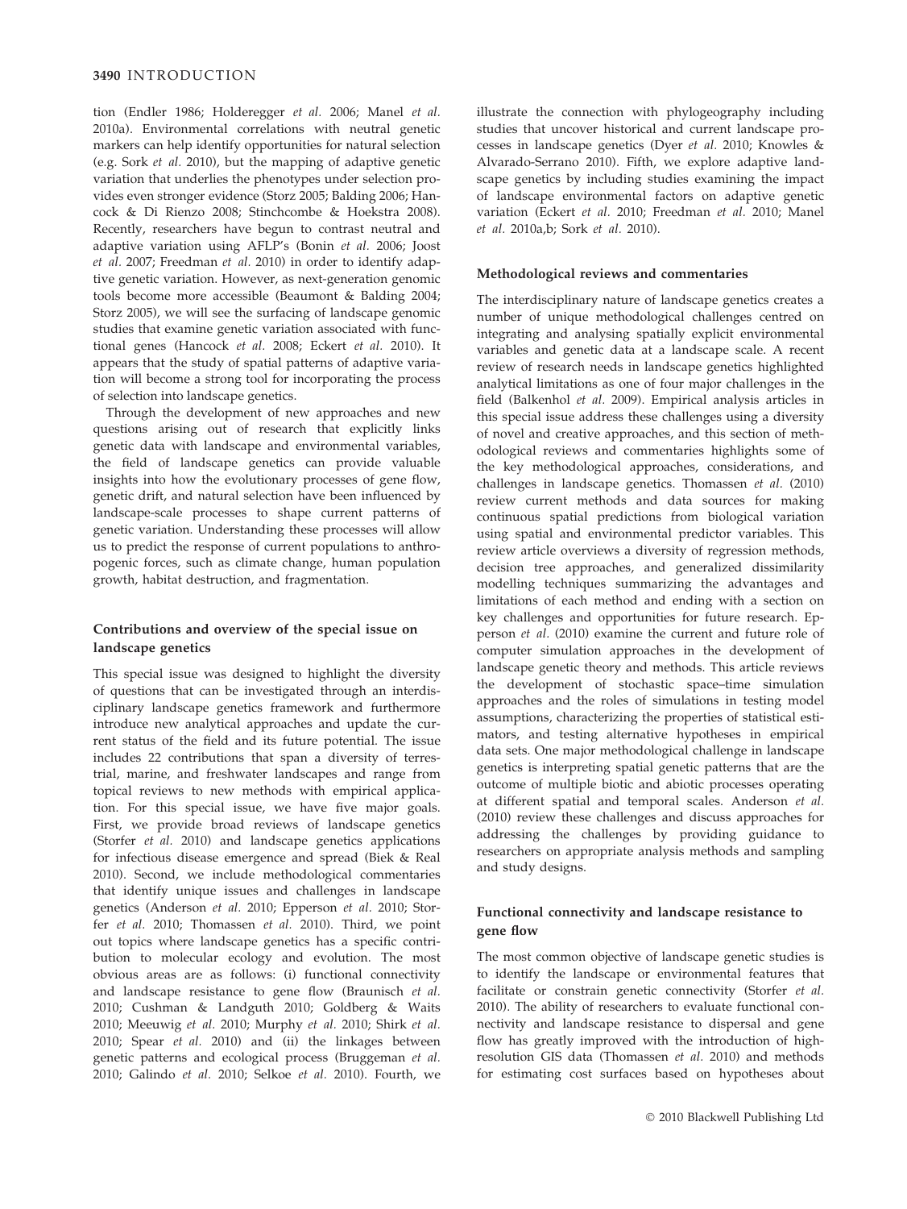tion (Endler 1986; Holderegger *et al.* 2006; Manel *et al.* 2010a). Environmental correlations with neutral genetic markers can help identify opportunities for natural selection (e.g. Sork *et al.* 2010), but the mapping of adaptive genetic variation that underlies the phenotypes under selection provides even stronger evidence (Storz 2005; Balding 2006; Hancock & Di Rienzo 2008; Stinchcombe & Hoekstra 2008). Recently, researchers have begun to contrast neutral and adaptive variation using AFLP's (Bonin *et al.* 2006; Joost *et al.* 2007; Freedman *et al.* 2010) in order to identify adaptive genetic variation. However, as next-generation genomic tools become more accessible (Beaumont & Balding 2004; Storz 2005), we will see the surfacing of landscape genomic studies that examine genetic variation associated with functional genes (Hancock *et al.* 2008; Eckert *et al.* 2010). It appears that the study of spatial patterns of adaptive variation will become a strong tool for incorporating the process of selection into landscape genetics.

Through the development of new approaches and new questions arising out of research that explicitly links genetic data with landscape and environmental variables, the field of landscape genetics can provide valuable insights into how the evolutionary processes of gene flow, genetic drift, and natural selection have been influenced by landscape-scale processes to shape current patterns of genetic variation. Understanding these processes will allow us to predict the response of current populations to anthropogenic forces, such as climate change, human population growth, habitat destruction, and fragmentation.

### Contributions and overview of the special issue on landscape genetics

This special issue was designed to highlight the diversity of questions that can be investigated through an interdisciplinary landscape genetics framework and furthermore introduce new analytical approaches and update the current status of the field and its future potential. The issue includes 22 contributions that span a diversity of terrestrial, marine, and freshwater landscapes and range from topical reviews to new methods with empirical application. For this special issue, we have five major goals. First, we provide broad reviews of landscape genetics (Storfer *et al.* 2010) and landscape genetics applications for infectious disease emergence and spread (Biek & Real 2010). Second, we include methodological commentaries that identify unique issues and challenges in landscape genetics (Anderson *et al.* 2010; Epperson *et al.* 2010; Storfer *et al.* 2010; Thomassen *et al.* 2010). Third, we point out topics where landscape genetics has a specific contribution to molecular ecology and evolution. The most obvious areas are as follows: (i) functional connectivity and landscape resistance to gene flow (Braunisch *et al.* 2010; Cushman & Landguth 2010; Goldberg & Waits 2010; Meeuwig *et al.* 2010; Murphy *et al.* 2010; Shirk *et al.* 2010; Spear *et al.* 2010) and (ii) the linkages between genetic patterns and ecological process (Bruggeman *et al.* 2010; Galindo *et al.* 2010; Selkoe *et al.* 2010). Fourth, we illustrate the connection with phylogeography including studies that uncover historical and current landscape processes in landscape genetics (Dyer *et al.* 2010; Knowles & Alvarado-Serrano 2010). Fifth, we explore adaptive landscape genetics by including studies examining the impact of landscape environmental factors on adaptive genetic variation (Eckert *et al.* 2010; Freedman *et al.* 2010; Manel *et al.* 2010a,b; Sork *et al.* 2010).

### Methodological reviews and commentaries

The interdisciplinary nature of landscape genetics creates a number of unique methodological challenges centred on integrating and analysing spatially explicit environmental variables and genetic data at a landscape scale. A recent review of research needs in landscape genetics highlighted analytical limitations as one of four major challenges in the field (Balkenhol *et al.* 2009). Empirical analysis articles in this special issue address these challenges using a diversity of novel and creative approaches, and this section of methodological reviews and commentaries highlights some of the key methodological approaches, considerations, and challenges in landscape genetics. Thomassen *et al.* (2010) review current methods and data sources for making continuous spatial predictions from biological variation using spatial and environmental predictor variables. This review article overviews a diversity of regression methods, decision tree approaches, and generalized dissimilarity modelling techniques summarizing the advantages and limitations of each method and ending with a section on key challenges and opportunities for future research. Epperson *et al.* (2010) examine the current and future role of computer simulation approaches in the development of landscape genetic theory and methods. This article reviews the development of stochastic space–time simulation approaches and the roles of simulations in testing model assumptions, characterizing the properties of statistical estimators, and testing alternative hypotheses in empirical data sets. One major methodological challenge in landscape genetics is interpreting spatial genetic patterns that are the outcome of multiple biotic and abiotic processes operating at different spatial and temporal scales. Anderson *et al.* (2010) review these challenges and discuss approaches for addressing the challenges by providing guidance to researchers on appropriate analysis methods and sampling and study designs.

### Functional connectivity and landscape resistance to gene flow

The most common objective of landscape genetic studies is to identify the landscape or environmental features that facilitate or constrain genetic connectivity (Storfer *et al.* 2010). The ability of researchers to evaluate functional connectivity and landscape resistance to dispersal and gene flow has greatly improved with the introduction of high-resolution GIS data (Thomassen *et al.* 2010) and methods for estimating cost surfaces based on hypotheses about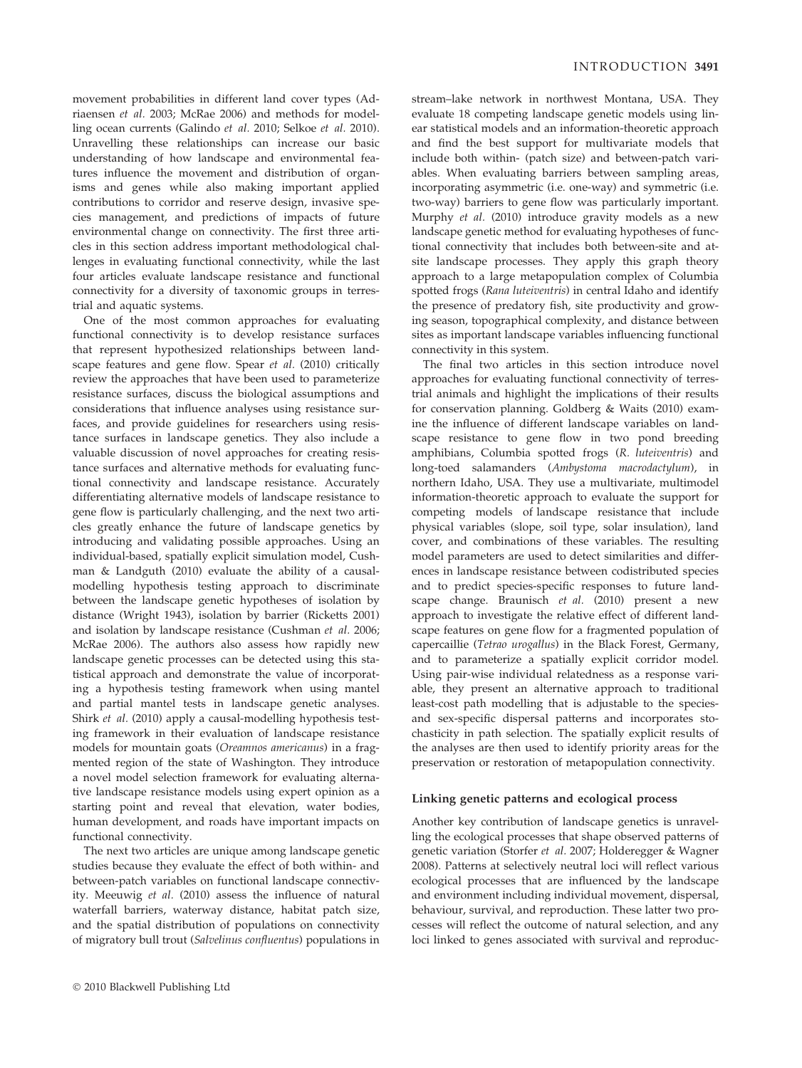movement probabilities in different land cover types (Adriaensen *et al.* 2003; McRae 2006) and methods for modelling ocean currents (Galindo *et al.* 2010; Selkoe *et al.* 2010). Unravelling these relationships can increase our basic understanding of how landscape and environmental features influence the movement and distribution of organisms and genes while also making important applied contributions to corridor and reserve design, invasive species management, and predictions of impacts of future environmental change on connectivity. The first three articles in this section address important methodological challenges in evaluating functional connectivity, while the last four articles evaluate landscape resistance and functional connectivity for a diversity of taxonomic groups in terrestrial and aquatic systems.

One of the most common approaches for evaluating functional connectivity is to develop resistance surfaces that represent hypothesized relationships between landscape features and gene flow. Spear *et al.* (2010) critically review the approaches that have been used to parameterize resistance surfaces, discuss the biological assumptions and considerations that influence analyses using resistance surfaces, and provide guidelines for researchers using resistance surfaces in landscape genetics. They also include a valuable discussion of novel approaches for creating resistance surfaces and alternative methods for evaluating functional connectivity and landscape resistance. Accurately differentiating alternative models of landscape resistance to gene flow is particularly challenging, and the next two articles greatly enhance the future of landscape genetics by introducing and validating possible approaches. Using an individual-based, spatially explicit simulation model, Cushman & Landguth (2010) evaluate the ability of a causal-modelling hypothesis testing approach to discriminate between the landscape genetic hypotheses of isolation by distance (Wright 1943), isolation by barrier (Ricketts 2001) and isolation by landscape resistance (Cushman *et al.* 2006; McRae 2006). The authors also assess how rapidly new landscape genetic processes can be detected using this statistical approach and demonstrate the value of incorporating a hypothesis testing framework when using mantel and partial mantel tests in landscape genetic analyses. Shirk *et al.* (2010) apply a causal-modelling hypothesis testing framework in their evaluation of landscape resistance models for mountain goats (*Oreamnos americanus*) in a fragmented region of the state of Washington. They introduce a novel model selection framework for evaluating alternative landscape resistance models using expert opinion as a starting point and reveal that elevation, water bodies, human development, and roads have important impacts on functional connectivity.

The next two articles are unique among landscape genetic studies because they evaluate the effect of both within- and between-patch variables on functional landscape connectivity. Meeuwig *et al.* (2010) assess the influence of natural waterfall barriers, waterway distance, habitat patch size, and the spatial distribution of populations on connectivity of migratory bull trout (*Salvelinus confluentus*) populations in stream–lake network in northwest Montana, USA. They evaluate 18 competing landscape genetic models using linear statistical models and an information-theoretic approach and find the best support for multivariate models that include both within- (patch size) and between-patch variables. When evaluating barriers between sampling areas, incorporating asymmetric (i.e. one-way) and symmetric (i.e. two-way) barriers to gene flow was particularly important. Murphy *et al.* (2010) introduce gravity models as a new landscape genetic method for evaluating hypotheses of functional connectivity that includes both between-site and at-site landscape processes. They apply this graph theory approach to a large metapopulation complex of Columbia spotted frogs (*Rana luteiventris*) in central Idaho and identify the presence of predatory fish, site productivity and growing season, topographical complexity, and distance between sites as important landscape variables influencing functional connectivity in this system.

The final two articles in this section introduce novel approaches for evaluating functional connectivity of terrestrial animals and highlight the implications of their results for conservation planning. Goldberg & Waits (2010) examine the influence of different landscape variables on landscape resistance to gene flow in two pond breeding amphibians, Columbia spotted frogs (*R. luteiventris*) and long-toed salamanders (*Ambystoma macrodactylum*), in northern Idaho, USA. They use a multivariate, multimodel information-theoretic approach to evaluate the support for competing models of landscape resistance that include physical variables (slope, soil type, solar insulation), land cover, and combinations of these variables. The resulting model parameters are used to detect similarities and differences in landscape resistance between codistributed species and to predict species-specific responses to future landscape change. Braunisch *et al.* (2010) present a new approach to investigate the relative effect of different landscape features on gene flow for a fragmented population of capercaillie (*Tetrao urogallus*) in the Black Forest, Germany, and to parameterize a spatially explicit corridor model. Using pair-wise individual relatedness as a response variable, they present an alternative approach to traditional least-cost path modelling that is adjustable to the species- and sex-specific dispersal patterns and incorporates stochasticity in path selection. The spatially explicit results of the analyses are then used to identify priority areas for the preservation or restoration of metapopulation connectivity.

### Linking genetic patterns and ecological process

Another key contribution of landscape genetics is unravelling the ecological processes that shape observed patterns of genetic variation (Storfer *et al.* 2007; Holderegger & Wagner 2008). Patterns at selectively neutral loci will reflect various ecological processes that are influenced by the landscape and environment including individual movement, dispersal, behaviour, survival, and reproduction. These latter two processes will reflect the outcome of natural selection, and any loci linked to genes associated with survival and reproduc-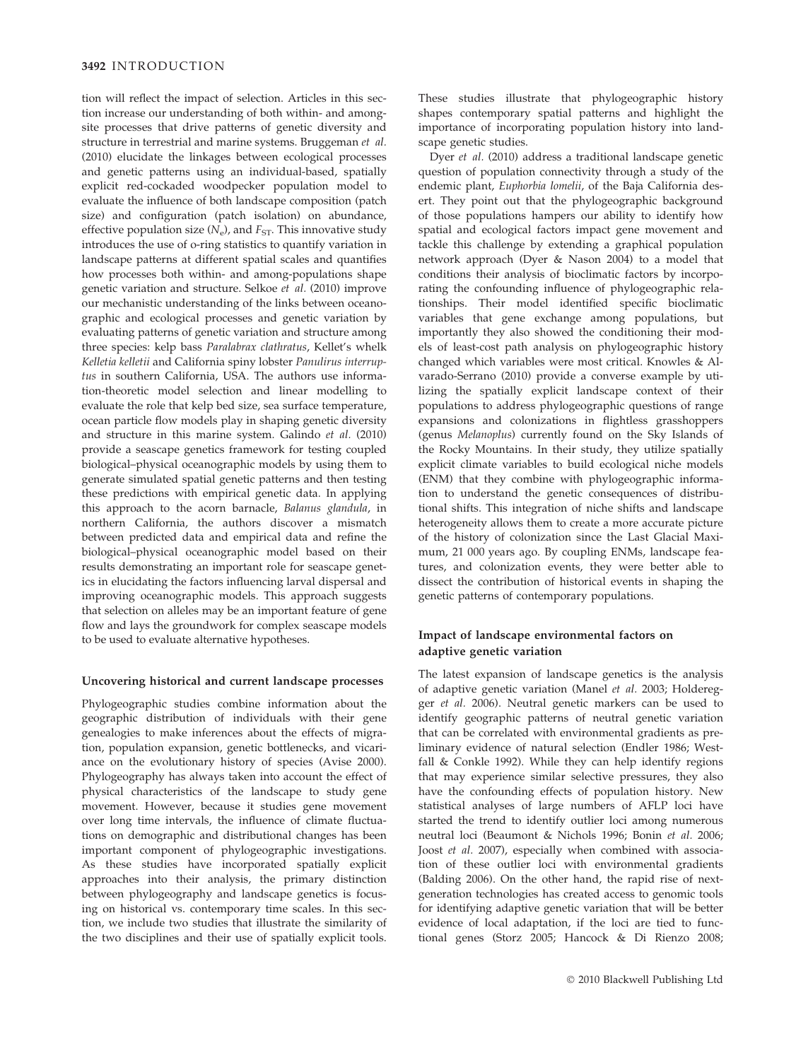tion will reflect the impact of selection. Articles in this section increase our understanding of both within- and among-site processes that drive patterns of genetic diversity and structure in terrestrial and marine systems. Bruggeman *et al.* (2010) elucidate the linkages between ecological processes and genetic patterns using an individual-based, spatially explicit red-cockaded woodpecker population model to evaluate the influence of both landscape composition (patch size) and configuration (patch isolation) on abundance, effective population size ($N_e$), and $F_{ST}$. This innovative study introduces the use of o-ring statistics to quantify variation in landscape patterns at different spatial scales and quantifies how processes both within- and among-populations shape genetic variation and structure. Selkoe *et al.* (2010) improve our mechanistic understanding of the links between oceanographic and ecological processes and genetic variation by evaluating patterns of genetic variation and structure among three species: kelp bass *Paralabrax clathratus*, Kellet's whelk *Kelletia kelletii* and California spiny lobster *Panulirus interruptus* in southern California, USA. The authors use information-theoretic model selection and linear modelling to evaluate the role that kelp bed size, sea surface temperature, ocean particle flow models play in shaping genetic diversity and structure in this marine system. Galindo *et al.* (2010) provide a seascape genetics framework for testing coupled biological–physical oceanographic models by using them to generate simulated spatial genetic patterns and then testing these predictions with empirical genetic data. In applying this approach to the acorn barnacle, *Balanus glandula*, in northern California, the authors discover a mismatch between predicted data and empirical data and refine the biological–physical oceanographic model based on their results demonstrating an important role for seascape genetics in elucidating the factors influencing larval dispersal and improving oceanographic models. This approach suggests that selection on alleles may be an important feature of gene flow and lays the groundwork for complex seascape models to be used to evaluate alternative hypotheses.

#### Uncovering historical and current landscape processes

Phylogeographic studies combine information about the geographic distribution of individuals with their gene genealogies to make inferences about the effects of migration, population expansion, genetic bottlenecks, and vicariance on the evolutionary history of species (Avise 2000). Phylogeography has always taken into account the effect of physical characteristics of the landscape to study gene movement. However, because it studies gene movement over long time intervals, the influence of climate fluctuations on demographic and distributional changes has been important component of phylogeographic investigations. As these studies have incorporated spatially explicit approaches into their analysis, the primary distinction between phylogeography and landscape genetics is focusing on historical vs. contemporary time scales. In this section, we include two studies that illustrate the similarity of the two disciplines and their use of spatially explicit tools. These studies illustrate that phylogeographic history shapes contemporary spatial patterns and highlight the importance of incorporating population history into landscape genetic studies.

Dyer *et al.* (2010) address a traditional landscape genetic question of population connectivity through a study of the endemic plant, *Euphorbia lomelii*, of the Baja California desert. They point out that the phylogeographic background of those populations hampers our ability to identify how spatial and ecological factors impact gene movement and tackle this challenge by extending a graphical population network approach (Dyer & Nason 2004) to a model that conditions their analysis of bioclimatic factors by incorporating the confounding influence of phylogeographic relationships. Their model identified specific bioclimatic variables that gene exchange among populations, but importantly they also showed the conditioning their models of least-cost path analysis on phylogeographic history changed which variables were most critical. Knowles & Alvarado-Serrano (2010) provide a converse example by utilizing the spatially explicit landscape context of their populations to address phylogeographic questions of range expansions and colonizations in flightless grasshoppers (genus *Melanoplus*) currently found on the Sky Islands of the Rocky Mountains. In their study, they utilize spatially explicit climate variables to build ecological niche models (ENM) that they combine with phylogeographic information to understand the genetic consequences of distributional shifts. This integration of niche shifts and landscape heterogeneity allows them to create a more accurate picture of the history of colonization since the Last Glacial Maximum, 21 000 years ago. By coupling ENMs, landscape features, and colonization events, they were better able to dissect the contribution of historical events in shaping the genetic patterns of contemporary populations.

#### Impact of landscape environmental factors on adaptive genetic variation

The latest expansion of landscape genetics is the analysis of adaptive genetic variation (Manel *et al.* 2003; Holderegger *et al.* 2006). Neutral genetic markers can be used to identify geographic patterns of neutral genetic variation that can be correlated with environmental gradients as preliminary evidence of natural selection (Endler 1986; Westfall & Conkle 1992). While they can help identify regions that may experience similar selective pressures, they also have the confounding effects of population history. New statistical analyses of large numbers of AFLP loci have started the trend to identify outlier loci among numerous neutral loci (Beaumont & Nichols 1996; Bonin *et al.* 2006; Joost *et al.* 2007), especially when combined with association of these outlier loci with environmental gradients (Balding 2006). On the other hand, the rapid rise of next-generation technologies has created access to genomic tools for identifying adaptive genetic variation that will be better evidence of local adaptation, if the loci are tied to functional genes (Storz 2005; Hancock & Di Rienzo 2008;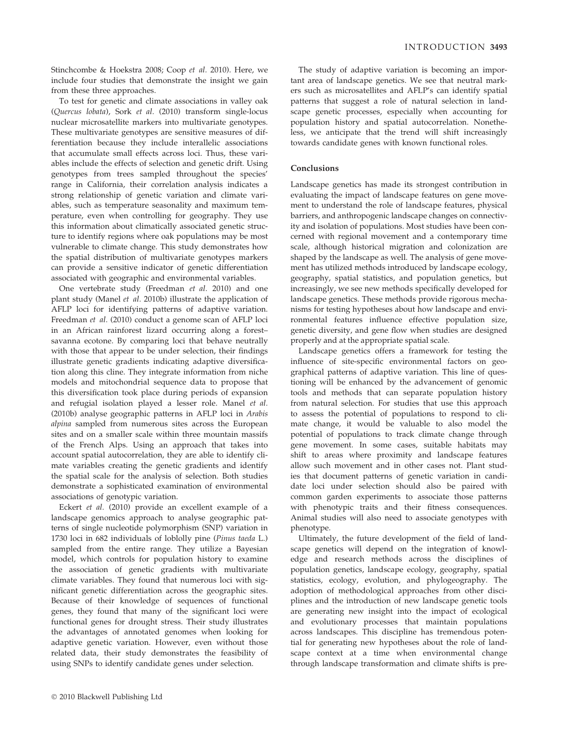Stinchcombe & Hoekstra 2008; Coop *et al.* 2010). Here, we include four studies that demonstrate the insight we gain from these three approaches.

To test for genetic and climate associations in valley oak (*Quercus lobata*), Sork *et al.* (2010) transform single-locus nuclear microsatellite markers into multivariate genotypes. These multivariate genotypes are sensitive measures of differentiation because they include interallelic associations that accumulate small effects across loci. Thus, these variables include the effects of selection and genetic drift. Using genotypes from trees sampled throughout the species' range in California, their correlation analysis indicates a strong relationship of genetic variation and climate variables, such as temperature seasonality and maximum temperature, even when controlling for geography. They use this information about climatically associated genetic structure to identify regions where oak populations may be most vulnerable to climate change. This study demonstrates how the spatial distribution of multivariate genotypes markers can provide a sensitive indicator of genetic differentiation associated with geographic and environmental variables.

One vertebrate study (Freedman *et al.* 2010) and one plant study (Manel *et al.* 2010b) illustrate the application of AFLP loci for identifying patterns of adaptive variation. Freedman *et al.* (2010) conduct a genome scan of AFLP loci in an African rainforest lizard occurring along a forest–savanna ecotone. By comparing loci that behave neutrally with those that appear to be under selection, their findings illustrate genetic gradients indicating adaptive diversification along this cline. They integrate information from niche models and mitochondrial sequence data to propose that this diversification took place during periods of expansion and refugial isolation played a lesser role. Manel *et al.* (2010b) analyse geographic patterns in AFLP loci in *Arabis alpina* sampled from numerous sites across the European sites and on a smaller scale within three mountain massifs of the French Alps. Using an approach that takes into account spatial autocorrelation, they are able to identify climate variables creating the genetic gradients and identify the spatial scale for the analysis of selection. Both studies demonstrate a sophisticated examination of environmental associations of genotypic variation.

Eckert *et al.* (2010) provide an excellent example of a landscape genomics approach to analyse geographic patterns of single nucleotide polymorphism (SNP) variation in 1730 loci in 682 individuals of loblolly pine (*Pinus taeda* L.) sampled from the entire range. They utilize a Bayesian model, which controls for population history to examine the association of genetic gradients with multivariate climate variables. They found that numerous loci with significant genetic differentiation across the geographic sites. Because of their knowledge of sequences of functional genes, they found that many of the significant loci were functional genes for drought stress. Their study illustrates the advantages of annotated genomes when looking for adaptive genetic variation. However, even without those related data, their study demonstrates the feasibility of using SNPs to identify candidate genes under selection.

The study of adaptive variation is becoming an important area of landscape genetics. We see that neutral markers such as microsatellites and AFLP's can identify spatial patterns that suggest a role of natural selection in landscape genetic processes, especially when accounting for population history and spatial autocorrelation. Nonetheless, we anticipate that the trend will shift increasingly towards candidate genes with known functional roles.

## Conclusions

Landscape genetics has made its strongest contribution in evaluating the impact of landscape features on gene movement to understand the role of landscape features, physical barriers, and anthropogenic landscape changes on connectivity and isolation of populations. Most studies have been concerned with regional movement and a contemporary time scale, although historical migration and colonization are shaped by the landscape as well. The analysis of gene movement has utilized methods introduced by landscape ecology, geography, spatial statistics, and population genetics, but increasingly, we see new methods specifically developed for landscape genetics. These methods provide rigorous mechanisms for testing hypotheses about how landscape and environmental features influence effective population size, genetic diversity, and gene flow when studies are designed properly and at the appropriate spatial scale.

Landscape genetics offers a framework for testing the influence of site-specific environmental factors on geographical patterns of adaptive variation. This line of questioning will be enhanced by the advancement of genomic tools and methods that can separate population history from natural selection. For studies that use this approach to assess the potential of populations to respond to climate change, it would be valuable to also model the potential of populations to track climate change through gene movement. In some cases, suitable habitats may shift to areas where proximity and landscape features allow such movement and in other cases not. Plant studies that document patterns of genetic variation in candidate loci under selection should also be paired with common garden experiments to associate those patterns with phenotypic traits and their fitness consequences. Animal studies will also need to associate genotypes with phenotype.

Ultimately, the future development of the field of landscape genetics will depend on the integration of knowledge and research methods across the disciplines of population genetics, landscape ecology, geography, spatial statistics, ecology, evolution, and phylogeography. The adoption of methodological approaches from other disciplines and the introduction of new landscape genetic tools are generating new insight into the impact of ecological and evolutionary processes that maintain populations across landscapes. This discipline has tremendous potential for generating new hypotheses about the role of landscape context at a time when environmental change through landscape transformation and climate shifts is pre-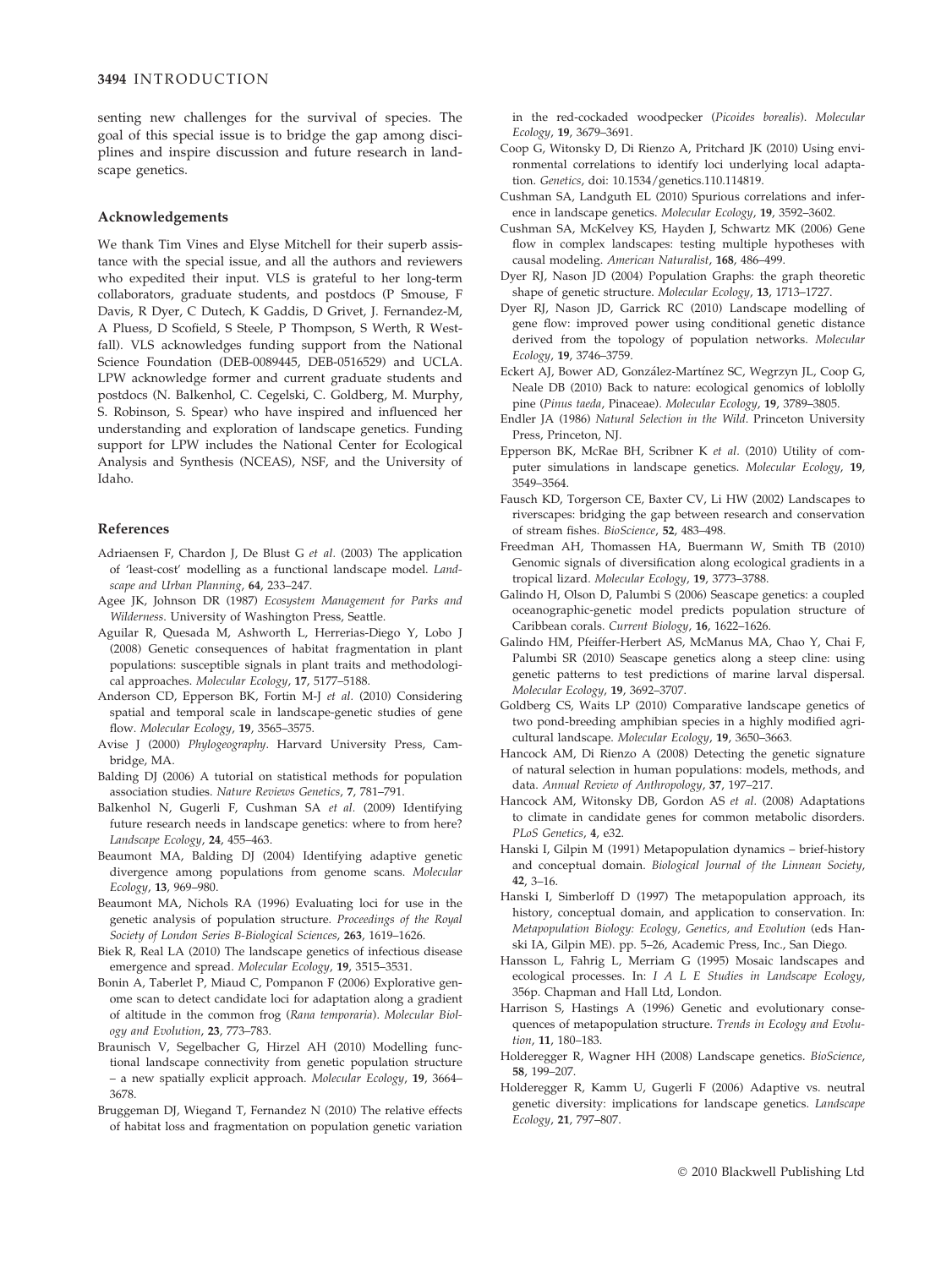senting new challenges for the survival of species. The goal of this special issue is to bridge the gap among disciplines and inspire discussion and future research in landscape genetics.

## Acknowledgements

We thank Tim Vines and Elyse Mitchell for their superb assistance with the special issue, and all the authors and reviewers who expedited their input. VLS is grateful to her long-term collaborators, graduate students, and postdocs (P Smouse, F Davis, R Dyer, C Dutech, K Gaddis, D Grivet, J. Fernandez-M, A Pluess, D Scofield, S Steele, P Thompson, S Werth, R Westfall). VLS acknowledges funding support from the National Science Foundation (DEB-0089445, DEB-0516529) and UCLA. LPW acknowledge former and current graduate students and postdocs (N. Balkenhol, C. Cegelski, C. Goldberg, M. Murphy, S. Robinson, S. Spear) who have inspired and influenced her understanding and exploration of landscape genetics. Funding support for LPW includes the National Center for Ecological Analysis and Synthesis (NCEAS), NSF, and the University of Idaho.

## References

Adriaensen F, Chardon J, De Blust G *et al.* (2003) The application of 'least-cost' modelling as a functional landscape model. *Landscape and Urban Planning*, **64**, 233–247.

Agee JK, Johnson DR (1987) *Ecosystem Management for Parks and Wilderness*. University of Washington Press, Seattle.

Aguilar R, Quesada M, Ashworth L, Herrerias-Diego Y, Lobo J (2008) Genetic consequences of habitat fragmentation in plant populations: susceptible signals in plant traits and methodological approaches. *Molecular Ecology*, **17**, 5177–5188.

Anderson CD, Epperson BK, Fortin M-J *et al.* (2010) Considering spatial and temporal scale in landscape-genetic studies of gene flow. *Molecular Ecology*, **19**, 3565–3575.

Avise J (2000) *Phylogeography*. Harvard University Press, Cambridge, MA.

Balding DJ (2006) A tutorial on statistical methods for population association studies. *Nature Reviews Genetics*, **7**, 781–791.

Balkenhol N, Gugerli F, Cushman SA *et al.* (2009) Identifying future research needs in landscape genetics: where to from here? *Landscape Ecology*, **24**, 455–463.

Beaumont MA, Balding DJ (2004) Identifying adaptive genetic divergence among populations from genome scans. *Molecular Ecology*, **13**, 969–980.

Beaumont MA, Nichols RA (1996) Evaluating loci for use in the genetic analysis of population structure. *Proceedings of the Royal Society of London Series B-Biological Sciences*, **263**, 1619–1626.

Biek R, Real LA (2010) The landscape genetics of infectious disease emergence and spread. *Molecular Ecology*, **19**, 3515–3531.

Bonin A, Taberlet P, Miaud C, Pompanon F (2006) Explorative genome scan to detect candidate loci for adaptation along a gradient of altitude in the common frog (*Rana temporaria*). *Molecular Biology and Evolution*, **23**, 773–783.

Braunisch V, Segelbacher G, Hirzel AH (2010) Modelling functional landscape connectivity from genetic population structure – a new spatially explicit approach. *Molecular Ecology*, **19**, 3664–3678.

Bruggeman DJ, Wiegand T, Fernandez N (2010) The relative effects of habitat loss and fragmentation on population genetic variation in the red-cockaded woodpecker (*Picoides borealis*). *Molecular Ecology*, **19**, 3679–3691.

Coop G, Witonsky D, Di Rienzo A, Pritchard JK (2010) Using environmental correlations to identify loci underlying local adaptation. *Genetics*, doi: 10.1534/genetics.110.114819.

Cushman SA, Landguth EL (2010) Spurious correlations and inference in landscape genetics. *Molecular Ecology*, **19**, 3592–3602.

Cushman SA, McKelvey KS, Hayden J, Schwartz MK (2006) Gene flow in complex landscapes: testing multiple hypotheses with causal modeling. *American Naturalist*, **168**, 486–499.

Dyer RJ, Nason JD (2004) Population Graphs: the graph theoretic shape of genetic structure. *Molecular Ecology*, **13**, 1713–1727.

Dyer RJ, Nason JD, Garrick RC (2010) Landscape modelling of gene flow: improved power using conditional genetic distance derived from the topology of population networks. *Molecular Ecology*, **19**, 3746–3759.

Eckert AJ, Bower AD, González-Martínez SC, Wegrzyn JL, Coop G, Neale DB (2010) Back to nature: ecological genomics of loblolly pine (*Pinus taeda*, Pinaceae). *Molecular Ecology*, **19**, 3789–3805.

Endler JA (1986) *Natural Selection in the Wild*. Princeton University Press, Princeton, NJ.

Epperson BK, McRae BH, Scribner K *et al.* (2010) Utility of computer simulations in landscape genetics. *Molecular Ecology*, **19**, 3549–3564.

Fausch KD, Torgerson CE, Baxter CV, Li HW (2002) Landscapes to riverscapes: bridging the gap between research and conservation of stream fishes. *BioScience*, **52**, 483–498.

Freedman AH, Thomassen HA, Buermann W, Smith TB (2010) Genomic signals of diversification along ecological gradients in a tropical lizard. *Molecular Ecology*, **19**, 3773–3788.

Galindo H, Olson D, Palumbi S (2006) Seascape genetics: a coupled oceanographic-genetic model predicts population structure of Caribbean corals. *Current Biology*, **16**, 1622–1626.

Galindo HM, Pfeiffer-Herbert AS, McManus MA, Chao Y, Chai F, Palumbi SR (2010) Seascape genetics along a steep cline: using genetic patterns to test predictions of marine larval dispersal. *Molecular Ecology*, **19**, 3692–3707.

Goldberg CS, Waits LP (2010) Comparative landscape genetics of two pond-breeding amphibian species in a highly modified agricultural landscape. *Molecular Ecology*, **19**, 3650–3663.

Hancock AM, Di Rienzo A (2008) Detecting the genetic signature of natural selection in human populations: models, methods, and data. *Annual Review of Anthropology*, **37**, 197–217.

Hancock AM, Witonsky DB, Gordon AS *et al.* (2008) Adaptations to climate in candidate genes for common metabolic disorders. *PLoS Genetics*, **4**, e32.

Hanski I, Gilpin M (1991) Metapopulation dynamics – brief-history and conceptual domain. *Biological Journal of the Linnean Society*, **42**, 3–16.

Hanski I, Simberloff D (1997) The metapopulation approach, its history, conceptual domain, and application to conservation. In: *Metapopulation Biology: Ecology, Genetics, and Evolution* (eds Hanski IA, Gilpin ME). pp. 5–26, Academic Press, Inc., San Diego.

Hansson L, Fahrig L, Merriam G (1995) Mosaic landscapes and ecological processes. In: *I A L E Studies in Landscape Ecology*, 356p. Chapman and Hall Ltd, London.

Harrison S, Hastings A (1996) Genetic and evolutionary consequences of metapopulation structure. *Trends in Ecology and Evolution*, **11**, 180–183.

Holderegger R, Wagner HH (2008) Landscape genetics. *BioScience*, **58**, 199–207.

Holderegger R, Kamm U, Gugerli F (2006) Adaptive vs. neutral genetic diversity: implications for landscape genetics. *Landscape Ecology*, **21**, 797–807.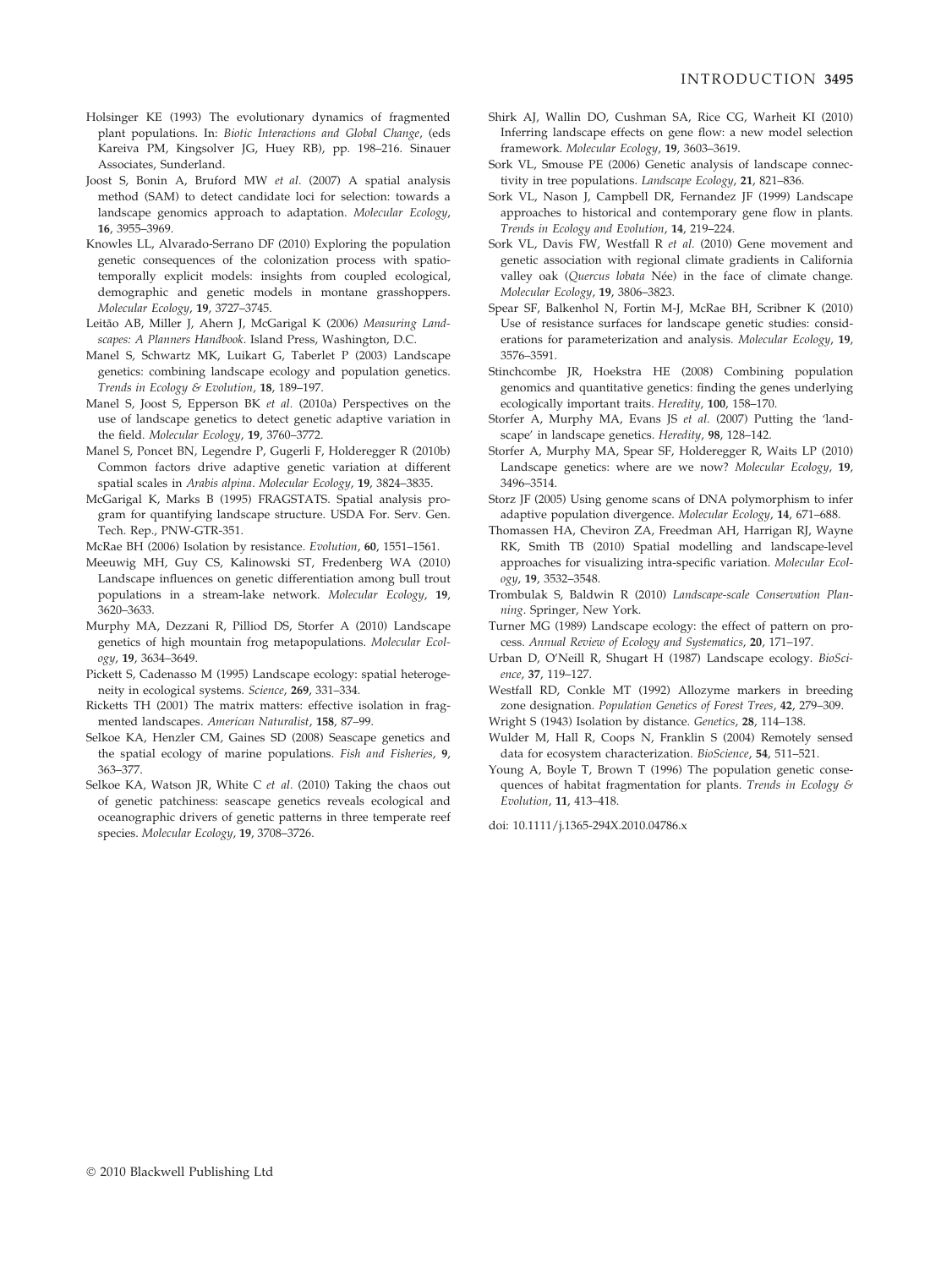Holsinger KE (1993) The evolutionary dynamics of fragmented plant populations. In: *Biotic Interactions and Global Change*, (eds Kareiva PM, Kingsolver JG, Huey RB), pp. 198–216. Sinauer Associates, Sunderland.

Joost S, Bonin A, Bruford MW *et al*. (2007) A spatial analysis method (SAM) to detect candidate loci for selection: towards a landscape genomics approach to adaptation. *Molecular Ecology*, **16**, 3955–3969.

Knowles LL, Alvarado-Serrano DF (2010) Exploring the population genetic consequences of the colonization process with spatio-temporally explicit models: insights from coupled ecological, demographic and genetic models in montane grasshoppers. *Molecular Ecology*, **19**, 3727–3745.

Leitão AB, Miller J, Ahern J, McGarigal K (2006) *Measuring Landscapes: A Planners Handbook*. Island Press, Washington, D.C.

Manel S, Schwartz MK, Luikart G, Taberlet P (2003) Landscape genetics: combining landscape ecology and population genetics. *Trends in Ecology & Evolution*, **18**, 189–197.

Manel S, Joost S, Epperson BK *et al*. (2010a) Perspectives on the use of landscape genetics to detect genetic adaptive variation in the field. *Molecular Ecology*, **19**, 3760–3772.

Manel S, Poncet BN, Legendre P, Gugerli F, Holderegger R (2010b) Common factors drive adaptive genetic variation at different spatial scales in *Arabis alpina*. *Molecular Ecology*, **19**, 3824–3835.

McGarigal K, Marks B (1995) FRAGSTATS. Spatial analysis program for quantifying landscape structure. USDA For. Serv. Gen. Tech. Rep., PNW-GTR-351.

McRae BH (2006) Isolation by resistance. *Evolution*, **60**, 1551–1561.

Meeuwig MH, Guy CS, Kalinowski ST, Fredenberg WA (2010) Landscape influences on genetic differentiation among bull trout populations in a stream-lake network. *Molecular Ecology*, **19**, 3620–3633.

Murphy MA, Dezzani R, Pilliod DS, Storfer A (2010) Landscape genetics of high mountain frog metapopulations. *Molecular Ecology*, **19**, 3634–3649.

Pickett S, Cadenasso M (1995) Landscape ecology: spatial heterogeneity in ecological systems. *Science*, **269**, 331–334.

Ricketts TH (2001) The matrix matters: effective isolation in fragmented landscapes. *American Naturalist*, **158**, 87–99.

Selkoe KA, Henzler CM, Gaines SD (2008) Seascape genetics and the spatial ecology of marine populations. *Fish and Fisheries*, **9**, 363–377.

Selkoe KA, Watson JR, White C *et al*. (2010) Taking the chaos out of genetic patchiness: seascape genetics reveals ecological and oceanographic drivers of genetic patterns in three temperate reef species. *Molecular Ecology*, **19**, 3708–3726.

Shirk AJ, Wallin DO, Cushman SA, Rice CG, Warheit KI (2010) Inferring landscape effects on gene flow: a new model selection framework. *Molecular Ecology*, **19**, 3603–3619.

Sork VL, Smouse PE (2006) Genetic analysis of landscape connectivity in tree populations. *Landscape Ecology*, **21**, 821–836.

Sork VL, Nason J, Campbell DR, Fernandez JF (1999) Landscape approaches to historical and contemporary gene flow in plants. *Trends in Ecology and Evolution*, **14**, 219–224.

Sork VL, Davis FW, Westfall R *et al.* (2010) Gene movement and genetic association with regional climate gradients in California valley oak (*Quercus lobata* Née) in the face of climate change. *Molecular Ecology*, **19**, 3806–3823.

Spear SF, Balkenhol N, Fortin M-J, McRae BH, Scribner K (2010) Use of resistance surfaces for landscape genetic studies: considerations for parameterization and analysis. *Molecular Ecology*, **19**, 3576–3591.

Stinchcombe JR, Hoekstra HE (2008) Combining population genomics and quantitative genetics: finding the genes underlying ecologically important traits. *Heredity*, **100**, 158–170.

Storfer A, Murphy MA, Evans JS *et al*. (2007) Putting the 'landscape' in landscape genetics. *Heredity*, **98**, 128–142.

Storfer A, Murphy MA, Spear SF, Holderegger R, Waits LP (2010) Landscape genetics: where are we now? *Molecular Ecology*, **19**, 3496–3514.

Storz JF (2005) Using genome scans of DNA polymorphism to infer adaptive population divergence. *Molecular Ecology*, **14**, 671–688.

Thomassen HA, Cheviron ZA, Freedman AH, Harrigan RJ, Wayne RK, Smith TB (2010) Spatial modelling and landscape-level approaches for visualizing intra-specific variation. *Molecular Ecology*, **19**, 3532–3548.

Trombulak S, Baldwin R (2010) *Landscape-scale Conservation Planning*. Springer, New York.

Turner MG (1989) Landscape ecology: the effect of pattern on process. *Annual Review of Ecology and Systematics*, **20**, 171–197.

Urban D, O'Neill R, Shugart H (1987) Landscape ecology. *BioScience*, **37**, 119–127.

Westfall RD, Conkle MT (1992) Allozyme markers in breeding zone designation. *Population Genetics of Forest Trees*, **42**, 279–309.

Wright S (1943) Isolation by distance. *Genetics*, **28**, 114–138.

Wulder M, Hall R, Coops N, Franklin S (2004) Remotely sensed data for ecosystem characterization. *BioScience*, **54**, 511–521.

Young A, Boyle T, Brown T (1996) The population genetic consequences of habitat fragmentation for plants. *Trends in Ecology & Evolution*, **11**, 413–418.

doi: 10.1111/j.1365-294X.2010.04786.x